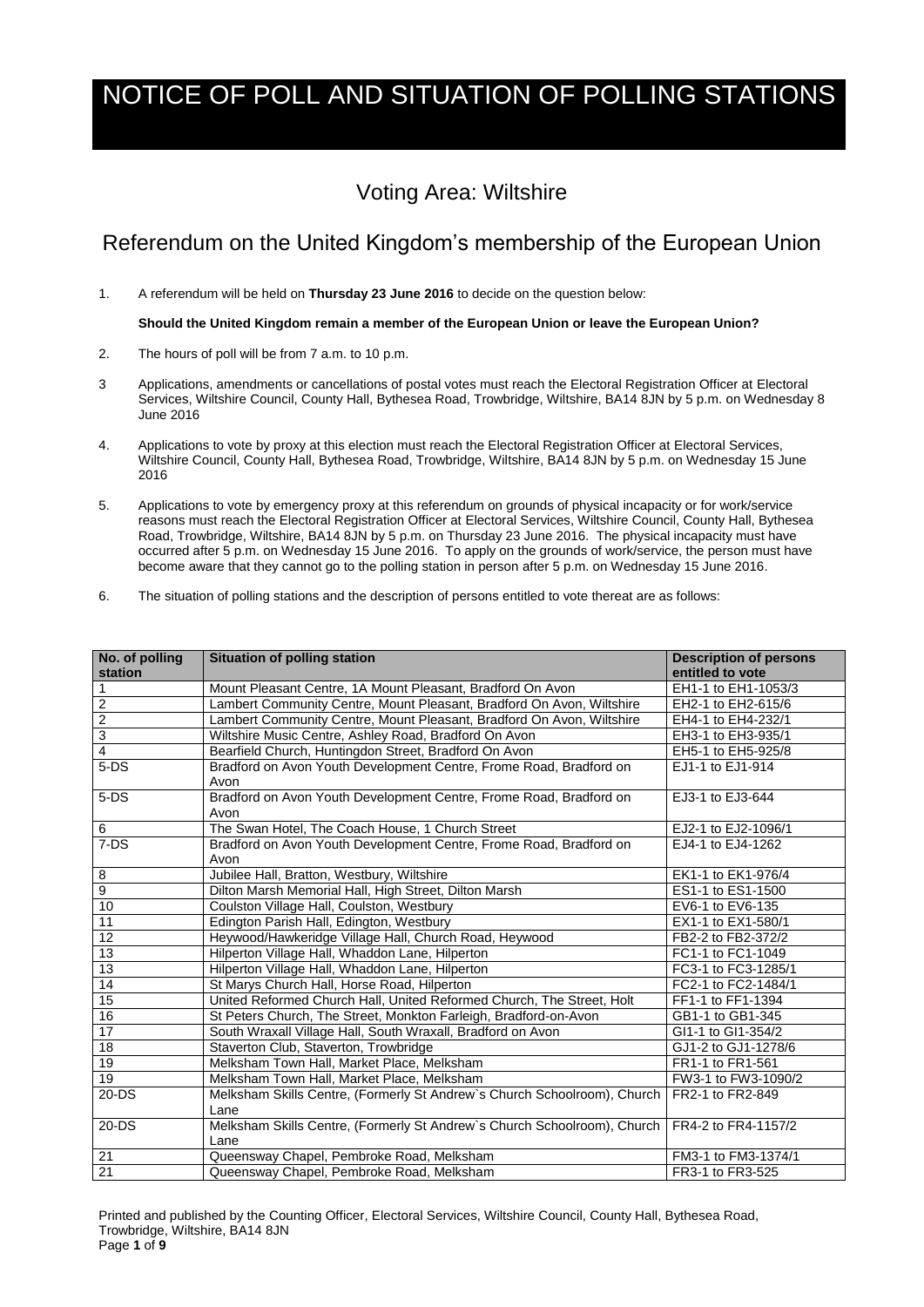# NOTICE OF POLL AND SITUATION OF POLLING STATIONS

## Voting Area: Wiltshire

## Referendum on the United Kingdom's membership of the European Union

1. A referendum will be held on **Thursday 23 June 2016** to decide on the question below:

   **Should the United Kingdom remain a member of the European Union or leave the European Union?**

2. The hours of poll will be from 7 a.m. to 10 p.m.

3. Applications, amendments or cancellations of postal votes must reach the Electoral Registration Officer at Electoral Services, Wiltshire Council, County Hall, Bythesea Road, Trowbridge, Wiltshire, BA14 8JN by 5 p.m. on Wednesday 8 June 2016

4. Applications to vote by proxy at this election must reach the Electoral Registration Officer at Electoral Services, Wiltshire Council, County Hall, Bythesea Road, Trowbridge, Wiltshire, BA14 8JN by 5 p.m. on Wednesday 15 June 2016

5. Applications to vote by emergency proxy at this referendum on grounds of physical incapacity or for work/service reasons must reach the Electoral Registration Officer at Electoral Services, Wiltshire Council, County Hall, Bythesea Road, Trowbridge, Wiltshire, BA14 8JN by 5 p.m. on Thursday 23 June 2016. The physical incapacity must have occurred after 5 p.m. on Wednesday 15 June 2016. To apply on the grounds of work/service, the person must have become aware that they cannot go to the polling station in person after 5 p.m. on Wednesday 15 June 2016.

6. The situation of polling stations and the description of persons entitled to vote thereat are as follows:

| No. of polling station | Situation of polling station | Description of persons entitled to vote |
|---|---|---|
| 1 | Mount Pleasant Centre, 1A Mount Pleasant, Bradford On Avon | EH1-1 to EH1-1053/3 |
| 2 | Lambert Community Centre, Mount Pleasant, Bradford On Avon, Wiltshire | EH2-1 to EH2-615/6 |
| 2 | Lambert Community Centre, Mount Pleasant, Bradford On Avon, Wiltshire | EH4-1 to EH4-232/1 |
| 3 | Wiltshire Music Centre, Ashley Road, Bradford On Avon | EH3-1 to EH3-935/1 |
| 4 | Bearfield Church, Huntingdon Street, Bradford On Avon | EH5-1 to EH5-925/8 |
| 5-DS | Bradford on Avon Youth Development Centre, Frome Road, Bradford on Avon | EJ1-1 to EJ1-914 |
| 5-DS | Bradford on Avon Youth Development Centre, Frome Road, Bradford on Avon | EJ3-1 to EJ3-644 |
| 6 | The Swan Hotel, The Coach House, 1 Church Street | EJ2-1 to EJ2-1096/1 |
| 7-DS | Bradford on Avon Youth Development Centre, Frome Road, Bradford on Avon | EJ4-1 to EJ4-1262 |
| 8 | Jubilee Hall, Bratton, Westbury, Wiltshire | EK1-1 to EK1-976/4 |
| 9 | Dilton Marsh Memorial Hall, High Street, Dilton Marsh | ES1-1 to ES1-1500 |
| 10 | Coulston Village Hall, Coulston, Westbury | EV6-1 to EV6-135 |
| 11 | Edington Parish Hall, Edington, Westbury | EX1-1 to EX1-580/1 |
| 12 | Heywood/Hawkeridge Village Hall, Church Road, Heywood | FB2-2 to FB2-372/2 |
| 13 | Hilperton Village Hall, Whaddon Lane, Hilperton | FC1-1 to FC1-1049 |
| 13 | Hilperton Village Hall, Whaddon Lane, Hilperton | FC3-1 to FC3-1285/1 |
| 14 | St Marys Church Hall, Horse Road, Hilperton | FC2-1 to FC2-1484/1 |
| 15 | United Reformed Church Hall, United Reformed Church, The Street, Holt | FF1-1 to FF1-1394 |
| 16 | St Peters Church, The Street, Monkton Farleigh, Bradford-on-Avon | GB1-1 to GB1-345 |
| 17 | South Wraxall Village Hall, South Wraxall, Bradford on Avon | GI1-1 to GI1-354/2 |
| 18 | Staverton Club, Staverton, Trowbridge | GJ1-2 to GJ1-1278/6 |
| 19 | Melksham Town Hall, Market Place, Melksham | FR1-1 to FR1-561 |
| 19 | Melksham Town Hall, Market Place, Melksham | FW3-1 to FW3-1090/2 |
| 20-DS | Melksham Skills Centre, (Formerly St Andrew`s Church Schoolroom), Church Lane | FR2-1 to FR2-849 |
| 20-DS | Melksham Skills Centre, (Formerly St Andrew`s Church Schoolroom), Church Lane | FR4-2 to FR4-1157/2 |
| 21 | Queensway Chapel, Pembroke Road, Melksham | FM3-1 to FM3-1374/1 |
| 21 | Queensway Chapel, Pembroke Road, Melksham | FR3-1 to FR3-525 |

Printed and published by the Counting Officer, Electoral Services, Wiltshire Council, County Hall, Bythesea Road, Trowbridge, Wiltshire, BA14 8JN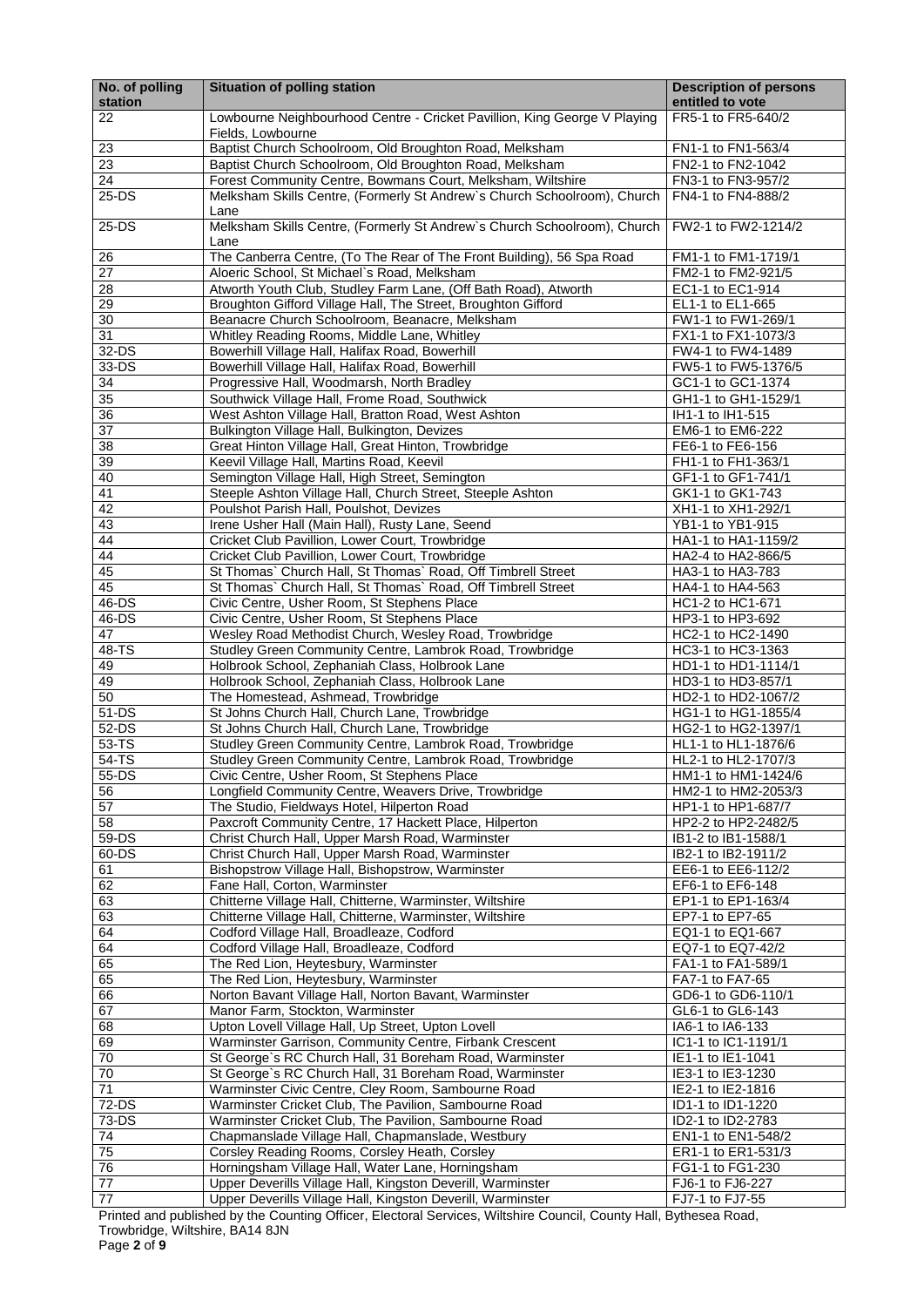| No. of polling station | Situation of polling station | Description of persons entitled to vote |
|---|---|---|
| 22 | Lowbourne Neighbourhood Centre - Cricket Pavillion, King George V Playing Fields, Lowbourne | FR5-1 to FR5-640/2 |
| 23 | Baptist Church Schoolroom, Old Broughton Road, Melksham | FN1-1 to FN1-563/4 |
| 23 | Baptist Church Schoolroom, Old Broughton Road, Melksham | FN2-1 to FN2-1042 |
| 24 | Forest Community Centre, Bowmans Court, Melksham, Wiltshire | FN3-1 to FN3-957/2 |
| 25-DS | Melksham Skills Centre, (Formerly St Andrew`s Church Schoolroom), Church Lane | FN4-1 to FN4-888/2 |
| 25-DS | Melksham Skills Centre, (Formerly St Andrew`s Church Schoolroom), Church Lane | FW2-1 to FW2-1214/2 |
| 26 | The Canberra Centre, (To The Rear of The Front Building), 56 Spa Road | FM1-1 to FM1-1719/1 |
| 27 | Aloeric School, St Michael`s Road, Melksham | FM2-1 to FM2-921/5 |
| 28 | Atworth Youth Club, Studley Farm Lane, (Off Bath Road), Atworth | EC1-1 to EC1-914 |
| 29 | Broughton Gifford Village Hall, The Street, Broughton Gifford | EL1-1 to EL1-665 |
| 30 | Beanacre Church Schoolroom, Beanacre, Melksham | FW1-1 to FW1-269/1 |
| 31 | Whitley Reading Rooms, Middle Lane, Whitley | FX1-1 to FX1-1073/3 |
| 32-DS | Bowerhill Village Hall, Halifax Road, Bowerhill | FW4-1 to FW4-1489 |
| 33-DS | Bowerhill Village Hall, Halifax Road, Bowerhill | FW5-1 to FW5-1376/5 |
| 34 | Progressive Hall, Woodmarsh, North Bradley | GC1-1 to GC1-1374 |
| 35 | Southwick Village Hall, Frome Road, Southwick | GH1-1 to GH1-1529/1 |
| 36 | West Ashton Village Hall, Bratton Road, West Ashton | IH1-1 to IH1-515 |
| 37 | Bulkington Village Hall, Bulkington, Devizes | EM6-1 to EM6-222 |
| 38 | Great Hinton Village Hall, Great Hinton, Trowbridge | FE6-1 to FE6-156 |
| 39 | Keevil Village Hall, Martins Road, Keevil | FH1-1 to FH1-363/1 |
| 40 | Semington Village Hall, High Street, Semington | GF1-1 to GF1-741/1 |
| 41 | Steeple Ashton Village Hall, Church Street, Steeple Ashton | GK1-1 to GK1-743 |
| 42 | Poulshot Parish Hall, Poulshot, Devizes | XH1-1 to XH1-292/1 |
| 43 | Irene Usher Hall (Main Hall), Rusty Lane, Seend | YB1-1 to YB1-915 |
| 44 | Cricket Club Pavillion, Lower Court, Trowbridge | HA1-1 to HA1-1159/2 |
| 44 | Cricket Club Pavillion, Lower Court, Trowbridge | HA2-4 to HA2-866/5 |
| 45 | St Thomas` Church Hall, St Thomas` Road, Off Timbrell Street | HA3-1 to HA3-783 |
| 45 | St Thomas` Church Hall, St Thomas` Road, Off Timbrell Street | HA4-1 to HA4-563 |
| 46-DS | Civic Centre, Usher Room, St Stephens Place | HC1-2 to HC1-671 |
| 46-DS | Civic Centre, Usher Room, St Stephens Place | HP3-1 to HP3-692 |
| 47 | Wesley Road Methodist Church, Wesley Road, Trowbridge | HC2-1 to HC2-1490 |
| 48-TS | Studley Green Community Centre, Lambrok Road, Trowbridge | HC3-1 to HC3-1363 |
| 49 | Holbrook School, Zephaniah Class, Holbrook Lane | HD1-1 to HD1-1114/1 |
| 49 | Holbrook School, Zephaniah Class, Holbrook Lane | HD3-1 to HD3-857/1 |
| 50 | The Homestead, Ashmead, Trowbridge | HD2-1 to HD2-1067/2 |
| 51-DS | St Johns Church Hall, Church Lane, Trowbridge | HG1-1 to HG1-1855/4 |
| 52-DS | St Johns Church Hall, Church Lane, Trowbridge | HG2-1 to HG2-1397/1 |
| 53-TS | Studley Green Community Centre, Lambrok Road, Trowbridge | HL1-1 to HL1-1876/6 |
| 54-TS | Studley Green Community Centre, Lambrok Road, Trowbridge | HL2-1 to HL2-1707/3 |
| 55-DS | Civic Centre, Usher Room, St Stephens Place | HM1-1 to HM1-1424/6 |
| 56 | Longfield Community Centre, Weavers Drive, Trowbridge | HM2-1 to HM2-2053/3 |
| 57 | The Studio, Fieldways Hotel, Hilperton Road | HP1-1 to HP1-687/7 |
| 58 | Paxcroft Community Centre, 17 Hackett Place, Hilperton | HP2-2 to HP2-2482/5 |
| 59-DS | Christ Church Hall, Upper Marsh Road, Warminster | IB1-2 to IB1-1588/1 |
| 60-DS | Christ Church Hall, Upper Marsh Road, Warminster | IB2-1 to IB2-1911/2 |
| 61 | Bishopstrow Village Hall, Bishopstrow, Warminster | EE6-1 to EE6-112/2 |
| 62 | Fane Hall, Corton, Warminster | EF6-1 to EF6-148 |
| 63 | Chitterne Village Hall, Chitterne, Warminster, Wiltshire | EP1-1 to EP1-163/4 |
| 63 | Chitterne Village Hall, Chitterne, Warminster, Wiltshire | EP7-1 to EP7-65 |
| 64 | Codford Village Hall, Broadleaze, Codford | EQ1-1 to EQ1-667 |
| 64 | Codford Village Hall, Broadleaze, Codford | EQ7-1 to EQ7-42/2 |
| 65 | The Red Lion, Heytesbury, Warminster | FA1-1 to FA1-589/1 |
| 65 | The Red Lion, Heytesbury, Warminster | FA7-1 to FA7-65 |
| 66 | Norton Bavant Village Hall, Norton Bavant, Warminster | GD6-1 to GD6-110/1 |
| 67 | Manor Farm, Stockton, Warminster | GL6-1 to GL6-143 |
| 68 | Upton Lovell Village Hall, Up Street, Upton Lovell | IA6-1 to IA6-133 |
| 69 | Warminster Garrison, Community Centre, Firbank Crescent | IC1-1 to IC1-1191/1 |
| 70 | St George`s RC Church Hall, 31 Boreham Road, Warminster | IE1-1 to IE1-1041 |
| 70 | St George`s RC Church Hall, 31 Boreham Road, Warminster | IE3-1 to IE3-1230 |
| 71 | Warminster Civic Centre, Cley Room, Sambourne Road | IE2-1 to IE2-1816 |
| 72-DS | Warminster Cricket Club, The Pavilion, Sambourne Road | ID1-1 to ID1-1220 |
| 73-DS | Warminster Cricket Club, The Pavilion, Sambourne Road | ID2-1 to ID2-2783 |
| 74 | Chapmanslade Village Hall, Chapmanslade, Westbury | EN1-1 to EN1-548/2 |
| 75 | Corsley Reading Rooms, Corsley Heath, Corsley | ER1-1 to ER1-531/3 |
| 76 | Horningsham Village Hall, Water Lane, Horningsham | FG1-1 to FG1-230 |
| 77 | Upper Deverills Village Hall, Kingston Deverill, Warminster | FJ6-1 to FJ6-227 |
| 77 | Upper Deverills Village Hall, Kingston Deverill, Warminster | FJ7-1 to FJ7-55 |

Printed and published by the Counting Officer, Electoral Services, Wiltshire Council, County Hall, Bythesea Road, Trowbridge, Wiltshire, BA14 8JN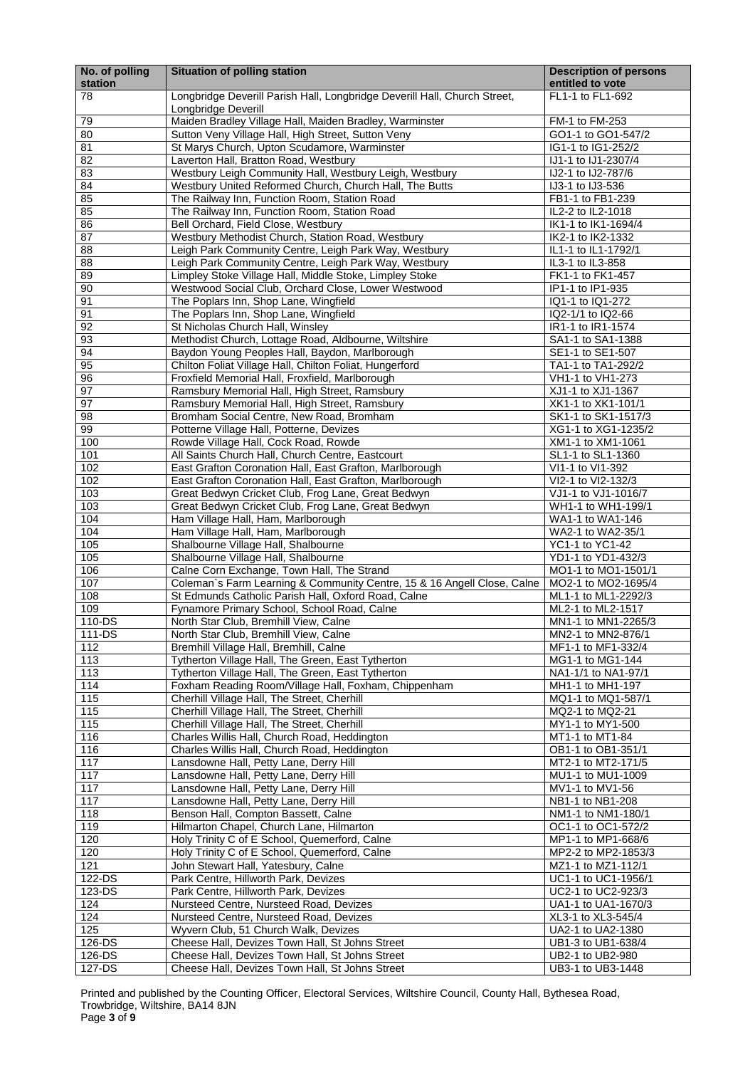| No. of polling station | Situation of polling station | Description of persons entitled to vote |
|---|---|---|
| 78 | Longbridge Deverill Parish Hall, Longbridge Deverill Hall, Church Street, Longbridge Deverill | FL1-1 to FL1-692 |
| 79 | Maiden Bradley Village Hall, Maiden Bradley, Warminster | FM-1 to FM-253 |
| 80 | Sutton Veny Village Hall, High Street, Sutton Veny | GO1-1 to GO1-547/2 |
| 81 | St Marys Church, Upton Scudamore, Warminster | IG1-1 to IG1-252/2 |
| 82 | Laverton Hall, Bratton Road, Westbury | IJ1-1 to IJ1-2307/4 |
| 83 | Westbury Leigh Community Hall, Westbury Leigh, Westbury | IJ2-1 to IJ2-787/6 |
| 84 | Westbury United Reformed Church, Church Hall, The Butts | IJ3-1 to IJ3-536 |
| 85 | The Railway Inn, Function Room, Station Road | FB1-1 to FB1-239 |
| 85 | The Railway Inn, Function Room, Station Road | IL2-2 to IL2-1018 |
| 86 | Bell Orchard, Field Close, Westbury | IK1-1 to IK1-1694/4 |
| 87 | Westbury Methodist Church, Station Road, Westbury | IK2-1 to IK2-1332 |
| 88 | Leigh Park Community Centre, Leigh Park Way, Westbury | IL1-1 to IL1-1792/1 |
| 88 | Leigh Park Community Centre, Leigh Park Way, Westbury | IL3-1 to IL3-858 |
| 89 | Limpley Stoke Village Hall, Middle Stoke, Limpley Stoke | FK1-1 to FK1-457 |
| 90 | Westwood Social Club, Orchard Close, Lower Westwood | IP1-1 to IP1-935 |
| 91 | The Poplars Inn, Shop Lane, Wingfield | IQ1-1 to IQ1-272 |
| 91 | The Poplars Inn, Shop Lane, Wingfield | IQ2-1/1 to IQ2-66 |
| 92 | St Nicholas Church Hall, Winsley | IR1-1 to IR1-1574 |
| 93 | Methodist Church, Lottage Road, Aldbourne, Wiltshire | SA1-1 to SA1-1388 |
| 94 | Baydon Young Peoples Hall, Baydon, Marlborough | SE1-1 to SE1-507 |
| 95 | Chilton Foliat Village Hall, Chilton Foliat, Hungerford | TA1-1 to TA1-292/2 |
| 96 | Froxfield Memorial Hall, Froxfield, Marlborough | VH1-1 to VH1-273 |
| 97 | Ramsbury Memorial Hall, High Street, Ramsbury | XJ1-1 to XJ1-1367 |
| 97 | Ramsbury Memorial Hall, High Street, Ramsbury | XK1-1 to XK1-101/1 |
| 98 | Bromham Social Centre, New Road, Bromham | SK1-1 to SK1-1517/3 |
| 99 | Potterne Village Hall, Potterne, Devizes | XG1-1 to XG1-1235/2 |
| 100 | Rowde Village Hall, Cock Road, Rowde | XM1-1 to XM1-1061 |
| 101 | All Saints Church Hall, Church Centre, Eastcourt | SL1-1 to SL1-1360 |
| 102 | East Grafton Coronation Hall, East Grafton, Marlborough | VI1-1 to VI1-392 |
| 102 | East Grafton Coronation Hall, East Grafton, Marlborough | VI2-1 to VI2-132/3 |
| 103 | Great Bedwyn Cricket Club, Frog Lane, Great Bedwyn | VJ1-1 to VJ1-1016/7 |
| 103 | Great Bedwyn Cricket Club, Frog Lane, Great Bedwyn | WH1-1 to WH1-199/1 |
| 104 | Ham Village Hall, Ham, Marlborough | WA1-1 to WA1-146 |
| 104 | Ham Village Hall, Ham, Marlborough | WA2-1 to WA2-35/1 |
| 105 | Shalbourne Village Hall, Shalbourne | YC1-1 to YC1-42 |
| 105 | Shalbourne Village Hall, Shalbourne | YD1-1 to YD1-432/3 |
| 106 | Calne Corn Exchange, Town Hall, The Strand | MO1-1 to MO1-1501/1 |
| 107 | Coleman`s Farm Learning & Community Centre, 15 & 16 Angell Close, Calne | MO2-1 to MO2-1695/4 |
| 108 | St Edmunds Catholic Parish Hall, Oxford Road, Calne | ML1-1 to ML1-2292/3 |
| 109 | Fynamore Primary School, School Road, Calne | ML2-1 to ML2-1517 |
| 110-DS | North Star Club, Bremhill View, Calne | MN1-1 to MN1-2265/3 |
| 111-DS | North Star Club, Bremhill View, Calne | MN2-1 to MN2-876/1 |
| 112 | Bremhill Village Hall, Bremhill, Calne | MF1-1 to MF1-332/4 |
| 113 | Tytherton Village Hall, The Green, East Tytherton | MG1-1 to MG1-144 |
| 113 | Tytherton Village Hall, The Green, East Tytherton | NA1-1/1 to NA1-97/1 |
| 114 | Foxham Reading Room/Village Hall, Foxham, Chippenham | MH1-1 to MH1-197 |
| 115 | Cherhill Village Hall, The Street, Cherhill | MQ1-1 to MQ1-587/1 |
| 115 | Cherhill Village Hall, The Street, Cherhill | MQ2-1 to MQ2-21 |
| 115 | Cherhill Village Hall, The Street, Cherhill | MY1-1 to MY1-500 |
| 116 | Charles Willis Hall, Church Road, Heddington | MT1-1 to MT1-84 |
| 116 | Charles Willis Hall, Church Road, Heddington | OB1-1 to OB1-351/1 |
| 117 | Lansdowne Hall, Petty Lane, Derry Hill | MT2-1 to MT2-171/5 |
| 117 | Lansdowne Hall, Petty Lane, Derry Hill | MU1-1 to MU1-1009 |
| 117 | Lansdowne Hall, Petty Lane, Derry Hill | MV1-1 to MV1-56 |
| 117 | Lansdowne Hall, Petty Lane, Derry Hill | NB1-1 to NB1-208 |
| 118 | Benson Hall, Compton Bassett, Calne | NM1-1 to NM1-180/1 |
| 119 | Hilmarton Chapel, Church Lane, Hilmarton | OC1-1 to OC1-572/2 |
| 120 | Holy Trinity C of E School, Quemerford, Calne | MP1-1 to MP1-668/6 |
| 120 | Holy Trinity C of E School, Quemerford, Calne | MP2-2 to MP2-1853/3 |
| 121 | John Stewart Hall, Yatesbury, Calne | MZ1-1 to MZ1-112/1 |
| 122-DS | Park Centre, Hillworth Park, Devizes | UC1-1 to UC1-1956/1 |
| 123-DS | Park Centre, Hillworth Park, Devizes | UC2-1 to UC2-923/3 |
| 124 | Nursteed Centre, Nursteed Road, Devizes | UA1-1 to UA1-1670/3 |
| 124 | Nursteed Centre, Nursteed Road, Devizes | XL3-1 to XL3-545/4 |
| 125 | Wyvern Club, 51 Church Walk, Devizes | UA2-1 to UA2-1380 |
| 126-DS | Cheese Hall, Devizes Town Hall, St Johns Street | UB1-3 to UB1-638/4 |
| 126-DS | Cheese Hall, Devizes Town Hall, St Johns Street | UB2-1 to UB2-980 |
| 127-DS | Cheese Hall, Devizes Town Hall, St Johns Street | UB3-1 to UB3-1448 |

Printed and published by the Counting Officer, Electoral Services, Wiltshire Council, County Hall, Bythesea Road, Trowbridge, Wiltshire, BA14 8JN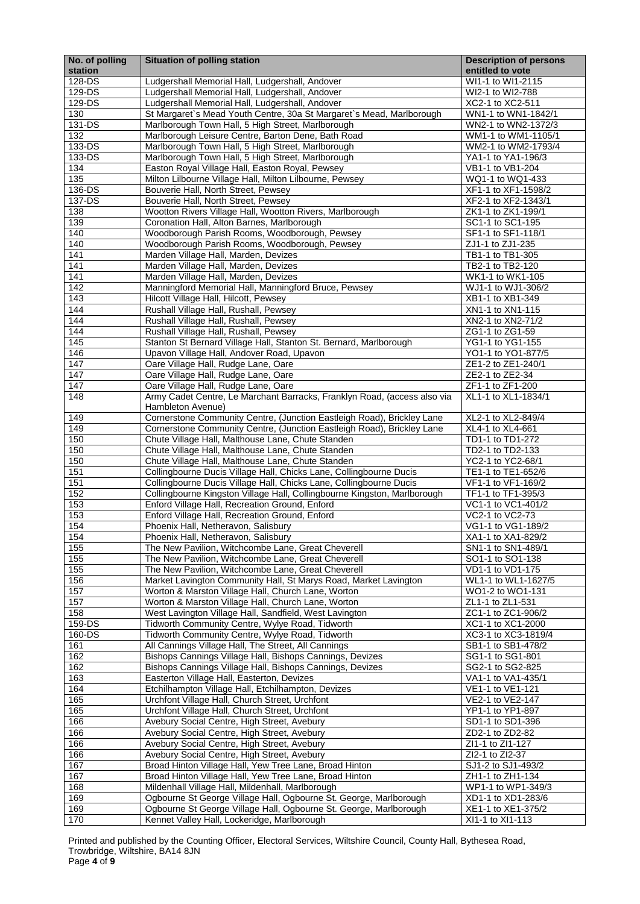| No. of polling station | Situation of polling station | Description of persons entitled to vote |
|---|---|---|
| 128-DS | Ludgershall Memorial Hall, Ludgershall, Andover | WI1-1 to WI1-2115 |
| 129-DS | Ludgershall Memorial Hall, Ludgershall, Andover | WI2-1 to WI2-788 |
| 129-DS | Ludgershall Memorial Hall, Ludgershall, Andover | XC2-1 to XC2-511 |
| 130 | St Margaret`s Mead Youth Centre, 30a St Margaret`s Mead, Marlborough | WN1-1 to WN1-1842/1 |
| 131-DS | Marlborough Town Hall, 5 High Street, Marlborough | WN2-1 to WN2-1372/3 |
| 132 | Marlborough Leisure Centre, Barton Dene, Bath Road | WM1-1 to WM1-1105/1 |
| 133-DS | Marlborough Town Hall, 5 High Street, Marlborough | WM2-1 to WM2-1793/4 |
| 133-DS | Marlborough Town Hall, 5 High Street, Marlborough | YA1-1 to YA1-196/3 |
| 134 | Easton Royal Village Hall, Easton Royal, Pewsey | VB1-1 to VB1-204 |
| 135 | Milton Lilbourne Village Hall, Milton Lilbourne, Pewsey | WQ1-1 to WQ1-433 |
| 136-DS | Bouverie Hall, North Street, Pewsey | XF1-1 to XF1-1598/2 |
| 137-DS | Bouverie Hall, North Street, Pewsey | XF2-1 to XF2-1343/1 |
| 138 | Wootton Rivers Village Hall, Wootton Rivers, Marlborough | ZK1-1 to ZK1-199/1 |
| 139 | Coronation Hall, Alton Barnes, Marlborough | SC1-1 to SC1-195 |
| 140 | Woodborough Parish Rooms, Woodborough, Pewsey | SF1-1 to SF1-118/1 |
| 140 | Woodborough Parish Rooms, Woodborough, Pewsey | ZJ1-1 to ZJ1-235 |
| 141 | Marden Village Hall, Marden, Devizes | TB1-1 to TB1-305 |
| 141 | Marden Village Hall, Marden, Devizes | TB2-1 to TB2-120 |
| 141 | Marden Village Hall, Marden, Devizes | WK1-1 to WK1-105 |
| 142 | Manningford Memorial Hall, Manningford Bruce, Pewsey | WJ1-1 to WJ1-306/2 |
| 143 | Hilcott Village Hall, Hilcott, Pewsey | XB1-1 to XB1-349 |
| 144 | Rushall Village Hall, Rushall, Pewsey | XN1-1 to XN1-115 |
| 144 | Rushall Village Hall, Rushall, Pewsey | XN2-1 to XN2-71/2 |
| 144 | Rushall Village Hall, Rushall, Pewsey | ZG1-1 to ZG1-59 |
| 145 | Stanton St Bernard Village Hall, Stanton St. Bernard, Marlborough | YG1-1 to YG1-155 |
| 146 | Upavon Village Hall, Andover Road, Upavon | YO1-1 to YO1-877/5 |
| 147 | Oare Village Hall, Rudge Lane, Oare | ZE1-2 to ZE1-240/1 |
| 147 | Oare Village Hall, Rudge Lane, Oare | ZE2-1 to ZE2-34 |
| 147 | Oare Village Hall, Rudge Lane, Oare | ZF1-1 to ZF1-200 |
| 148 | Army Cadet Centre, Le Marchant Barracks, Franklyn Road, (access also via Hambleton Avenue) | XL1-1 to XL1-1834/1 |
| 149 | Cornerstone Community Centre, (Junction Eastleigh Road), Brickley Lane | XL2-1 to XL2-849/4 |
| 149 | Cornerstone Community Centre, (Junction Eastleigh Road), Brickley Lane | XL4-1 to XL4-661 |
| 150 | Chute Village Hall, Malthouse Lane, Chute Standen | TD1-1 to TD1-272 |
| 150 | Chute Village Hall, Malthouse Lane, Chute Standen | TD2-1 to TD2-133 |
| 150 | Chute Village Hall, Malthouse Lane, Chute Standen | YC2-1 to YC2-68/1 |
| 151 | Collingbourne Ducis Village Hall, Chicks Lane, Collingbourne Ducis | TE1-1 to TE1-652/6 |
| 151 | Collingbourne Ducis Village Hall, Chicks Lane, Collingbourne Ducis | VF1-1 to VF1-169/2 |
| 152 | Collingbourne Kingston Village Hall, Collingbourne Kingston, Marlborough | TF1-1 to TF1-395/3 |
| 153 | Enford Village Hall, Recreation Ground, Enford | VC1-1 to VC1-401/2 |
| 153 | Enford Village Hall, Recreation Ground, Enford | VC2-1 to VC2-73 |
| 154 | Phoenix Hall, Netheravon, Salisbury | VG1-1 to VG1-189/2 |
| 154 | Phoenix Hall, Netheravon, Salisbury | XA1-1 to XA1-829/2 |
| 155 | The New Pavilion, Witchcombe Lane, Great Cheverell | SN1-1 to SN1-489/1 |
| 155 | The New Pavilion, Witchcombe Lane, Great Cheverell | SO1-1 to SO1-138 |
| 155 | The New Pavilion, Witchcombe Lane, Great Cheverell | VD1-1 to VD1-175 |
| 156 | Market Lavington Community Hall, St Marys Road, Market Lavington | WL1-1 to WL1-1627/5 |
| 157 | Worton & Marston Village Hall, Church Lane, Worton | WO1-2 to WO1-131 |
| 157 | Worton & Marston Village Hall, Church Lane, Worton | ZL1-1 to ZL1-531 |
| 158 | West Lavington Village Hall, Sandfield, West Lavington | ZC1-1 to ZC1-906/2 |
| 159-DS | Tidworth Community Centre, Wylye Road, Tidworth | XC1-1 to XC1-2000 |
| 160-DS | Tidworth Community Centre, Wylye Road, Tidworth | XC3-1 to XC3-1819/4 |
| 161 | All Cannings Village Hall, The Street, All Cannings | SB1-1 to SB1-478/2 |
| 162 | Bishops Cannings Village Hall, Bishops Cannings, Devizes | SG1-1 to SG1-801 |
| 162 | Bishops Cannings Village Hall, Bishops Cannings, Devizes | SG2-1 to SG2-825 |
| 163 | Easterton Village Hall, Easterton, Devizes | VA1-1 to VA1-435/1 |
| 164 | Etchilhampton Village Hall, Etchilhampton, Devizes | VE1-1 to VE1-121 |
| 165 | Urchfont Village Hall, Church Street, Urchfont | VE2-1 to VE2-147 |
| 165 | Urchfont Village Hall, Church Street, Urchfont | YP1-1 to YP1-897 |
| 166 | Avebury Social Centre, High Street, Avebury | SD1-1 to SD1-396 |
| 166 | Avebury Social Centre, High Street, Avebury | ZD2-1 to ZD2-82 |
| 166 | Avebury Social Centre, High Street, Avebury | ZI1-1 to ZI1-127 |
| 166 | Avebury Social Centre, High Street, Avebury | ZI2-1 to ZI2-37 |
| 167 | Broad Hinton Village Hall, Yew Tree Lane, Broad Hinton | SJ1-2 to SJ1-493/2 |
| 167 | Broad Hinton Village Hall, Yew Tree Lane, Broad Hinton | ZH1-1 to ZH1-134 |
| 168 | Mildenhall Village Hall, Mildenhall, Marlborough | WP1-1 to WP1-349/3 |
| 169 | Ogbourne St George Village Hall, Ogbourne St. George, Marlborough | XD1-1 to XD1-283/6 |
| 169 | Ogbourne St George Village Hall, Ogbourne St. George, Marlborough | XE1-1 to XE1-375/2 |
| 170 | Kennet Valley Hall, Lockeridge, Marlborough | XI1-1 to XI1-113 |

Printed and published by the Counting Officer, Electoral Services, Wiltshire Council, County Hall, Bythesea Road, Trowbridge, Wiltshire, BA14 8JN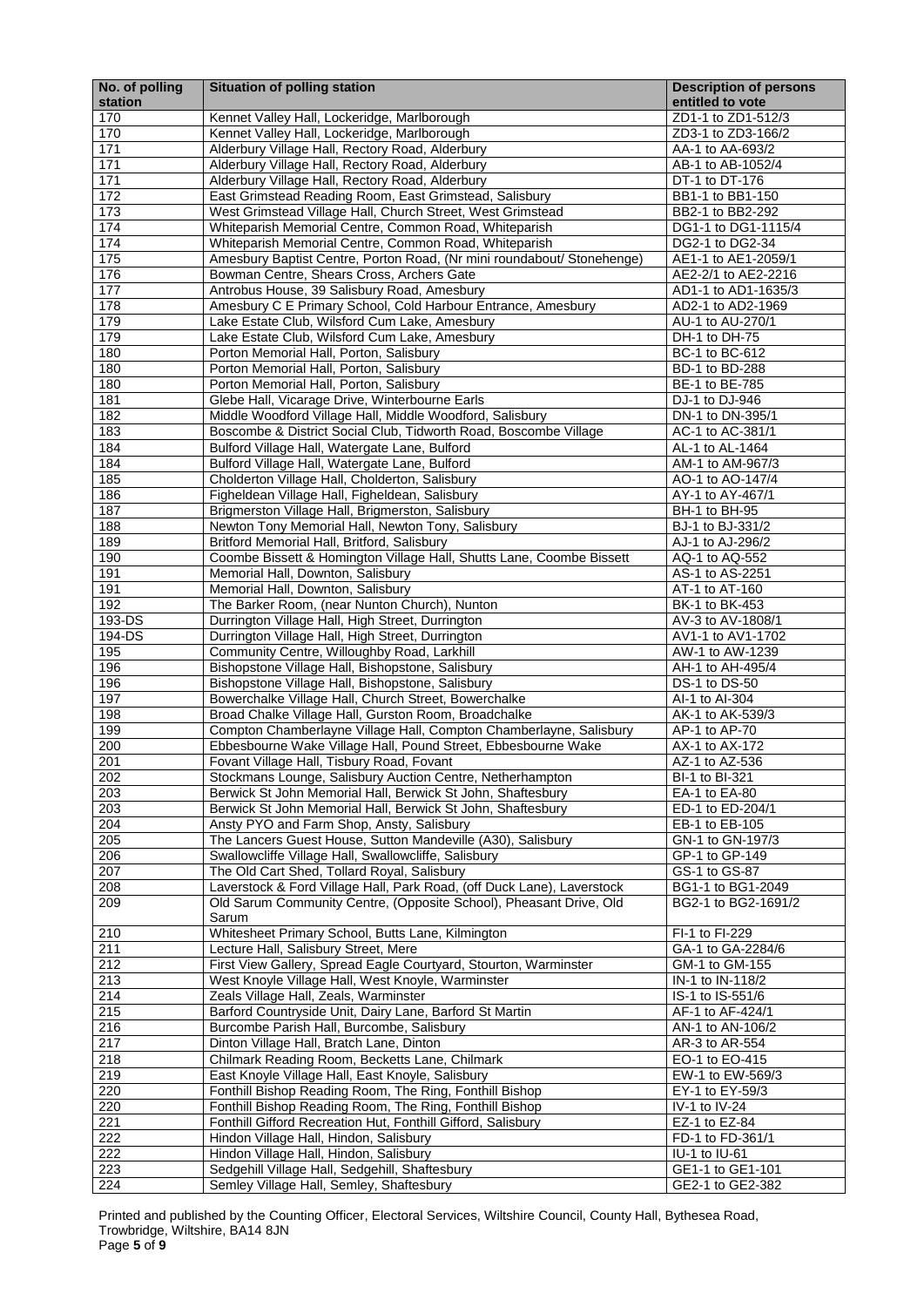| No. of polling station | Situation of polling station | Description of persons entitled to vote |
|---|---|---|
| 170 | Kennet Valley Hall, Lockeridge, Marlborough | ZD1-1 to ZD1-512/3 |
| 170 | Kennet Valley Hall, Lockeridge, Marlborough | ZD3-1 to ZD3-166/2 |
| 171 | Alderbury Village Hall, Rectory Road, Alderbury | AA-1 to AA-693/2 |
| 171 | Alderbury Village Hall, Rectory Road, Alderbury | AB-1 to AB-1052/4 |
| 171 | Alderbury Village Hall, Rectory Road, Alderbury | DT-1 to DT-176 |
| 172 | East Grimstead Reading Room, East Grimstead, Salisbury | BB1-1 to BB1-150 |
| 173 | West Grimstead Village Hall, Church Street, West Grimstead | BB2-1 to BB2-292 |
| 174 | Whiteparish Memorial Centre, Common Road, Whiteparish | DG1-1 to DG1-1115/4 |
| 174 | Whiteparish Memorial Centre, Common Road, Whiteparish | DG2-1 to DG2-34 |
| 175 | Amesbury Baptist Centre, Porton Road, (Nr mini roundabout/ Stonehenge) | AE1-1 to AE1-2059/1 |
| 176 | Bowman Centre, Shears Cross, Archers Gate | AE2-2/1 to AE2-2216 |
| 177 | Antrobus House, 39 Salisbury Road, Amesbury | AD1-1 to AD1-1635/3 |
| 178 | Amesbury C E Primary School, Cold Harbour Entrance, Amesbury | AD2-1 to AD2-1969 |
| 179 | Lake Estate Club, Wilsford Cum Lake, Amesbury | AU-1 to AU-270/1 |
| 179 | Lake Estate Club, Wilsford Cum Lake, Amesbury | DH-1 to DH-75 |
| 180 | Porton Memorial Hall, Porton, Salisbury | BC-1 to BC-612 |
| 180 | Porton Memorial Hall, Porton, Salisbury | BD-1 to BD-288 |
| 180 | Porton Memorial Hall, Porton, Salisbury | BE-1 to BE-785 |
| 181 | Glebe Hall, Vicarage Drive, Winterbourne Earls | DJ-1 to DJ-946 |
| 182 | Middle Woodford Village Hall, Middle Woodford, Salisbury | DN-1 to DN-395/1 |
| 183 | Boscombe & District Social Club, Tidworth Road, Boscombe Village | AC-1 to AC-381/1 |
| 184 | Bulford Village Hall, Watergate Lane, Bulford | AL-1 to AL-1464 |
| 184 | Bulford Village Hall, Watergate Lane, Bulford | AM-1 to AM-967/3 |
| 185 | Cholderton Village Hall, Cholderton, Salisbury | AO-1 to AO-147/4 |
| 186 | Figheldean Village Hall, Figheldean, Salisbury | AY-1 to AY-467/1 |
| 187 | Brigmerston Village Hall, Brigmerston, Salisbury | BH-1 to BH-95 |
| 188 | Newton Tony Memorial Hall, Newton Tony, Salisbury | BJ-1 to BJ-331/2 |
| 189 | Britford Memorial Hall, Britford, Salisbury | AJ-1 to AJ-296/2 |
| 190 | Coombe Bissett & Homington Village Hall, Shutts Lane, Coombe Bissett | AQ-1 to AQ-552 |
| 191 | Memorial Hall, Downton, Salisbury | AS-1 to AS-2251 |
| 191 | Memorial Hall, Downton, Salisbury | AT-1 to AT-160 |
| 192 | The Barker Room, (near Nunton Church), Nunton | BK-1 to BK-453 |
| 193-DS | Durrington Village Hall, High Street, Durrington | AV-3 to AV-1808/1 |
| 194-DS | Durrington Village Hall, High Street, Durrington | AV1-1 to AV1-1702 |
| 195 | Community Centre, Willoughby Road, Larkhill | AW-1 to AW-1239 |
| 196 | Bishopstone Village Hall, Bishopstone, Salisbury | AH-1 to AH-495/4 |
| 196 | Bishopstone Village Hall, Bishopstone, Salisbury | DS-1 to DS-50 |
| 197 | Bowerchalke Village Hall, Church Street, Bowerchalke | AI-1 to AI-304 |
| 198 | Broad Chalke Village Hall, Gurston Room, Broadchalke | AK-1 to AK-539/3 |
| 199 | Compton Chamberlayne Village Hall, Compton Chamberlayne, Salisbury | AP-1 to AP-70 |
| 200 | Ebbesbourne Wake Village Hall, Pound Street, Ebbesbourne Wake | AX-1 to AX-172 |
| 201 | Fovant Village Hall, Tisbury Road, Fovant | AZ-1 to AZ-536 |
| 202 | Stockmans Lounge, Salisbury Auction Centre, Netherhampton | BI-1 to BI-321 |
| 203 | Berwick St John Memorial Hall, Berwick St John, Shaftesbury | EA-1 to EA-80 |
| 203 | Berwick St John Memorial Hall, Berwick St John, Shaftesbury | ED-1 to ED-204/1 |
| 204 | Ansty PYO and Farm Shop, Ansty, Salisbury | EB-1 to EB-105 |
| 205 | The Lancers Guest House, Sutton Mandeville (A30), Salisbury | GN-1 to GN-197/3 |
| 206 | Swallowcliffe Village Hall, Swallowcliffe, Salisbury | GP-1 to GP-149 |
| 207 | The Old Cart Shed, Tollard Royal, Salisbury | GS-1 to GS-87 |
| 208 | Laverstock & Ford Village Hall, Park Road, (off Duck Lane), Laverstock | BG1-1 to BG1-2049 |
| 209 | Old Sarum Community Centre, (Opposite School), Pheasant Drive, Old Sarum | BG2-1 to BG2-1691/2 |
| 210 | Whitesheet Primary School, Butts Lane, Kilmington | FI-1 to FI-229 |
| 211 | Lecture Hall, Salisbury Street, Mere | GA-1 to GA-2284/6 |
| 212 | First View Gallery, Spread Eagle Courtyard, Stourton, Warminster | GM-1 to GM-155 |
| 213 | West Knoyle Village Hall, West Knoyle, Warminster | IN-1 to IN-118/2 |
| 214 | Zeals Village Hall, Zeals, Warminster | IS-1 to IS-551/6 |
| 215 | Barford Countryside Unit, Dairy Lane, Barford St Martin | AF-1 to AF-424/1 |
| 216 | Burcombe Parish Hall, Burcombe, Salisbury | AN-1 to AN-106/2 |
| 217 | Dinton Village Hall, Bratch Lane, Dinton | AR-3 to AR-554 |
| 218 | Chilmark Reading Room, Becketts Lane, Chilmark | EO-1 to EO-415 |
| 219 | East Knoyle Village Hall, East Knoyle, Salisbury | EW-1 to EW-569/3 |
| 220 | Fonthill Bishop Reading Room, The Ring, Fonthill Bishop | EY-1 to EY-59/3 |
| 220 | Fonthill Bishop Reading Room, The Ring, Fonthill Bishop | IV-1 to IV-24 |
| 221 | Fonthill Gifford Recreation Hut, Fonthill Gifford, Salisbury | EZ-1 to EZ-84 |
| 222 | Hindon Village Hall, Hindon, Salisbury | FD-1 to FD-361/1 |
| 222 | Hindon Village Hall, Hindon, Salisbury | IU-1 to IU-61 |
| 223 | Sedgehill Village Hall, Sedgehill, Shaftesbury | GE1-1 to GE1-101 |
| 224 | Semley Village Hall, Semley, Shaftesbury | GE2-1 to GE2-382 |

Printed and published by the Counting Officer, Electoral Services, Wiltshire Council, County Hall, Bythesea Road, Trowbridge, Wiltshire, BA14 8JN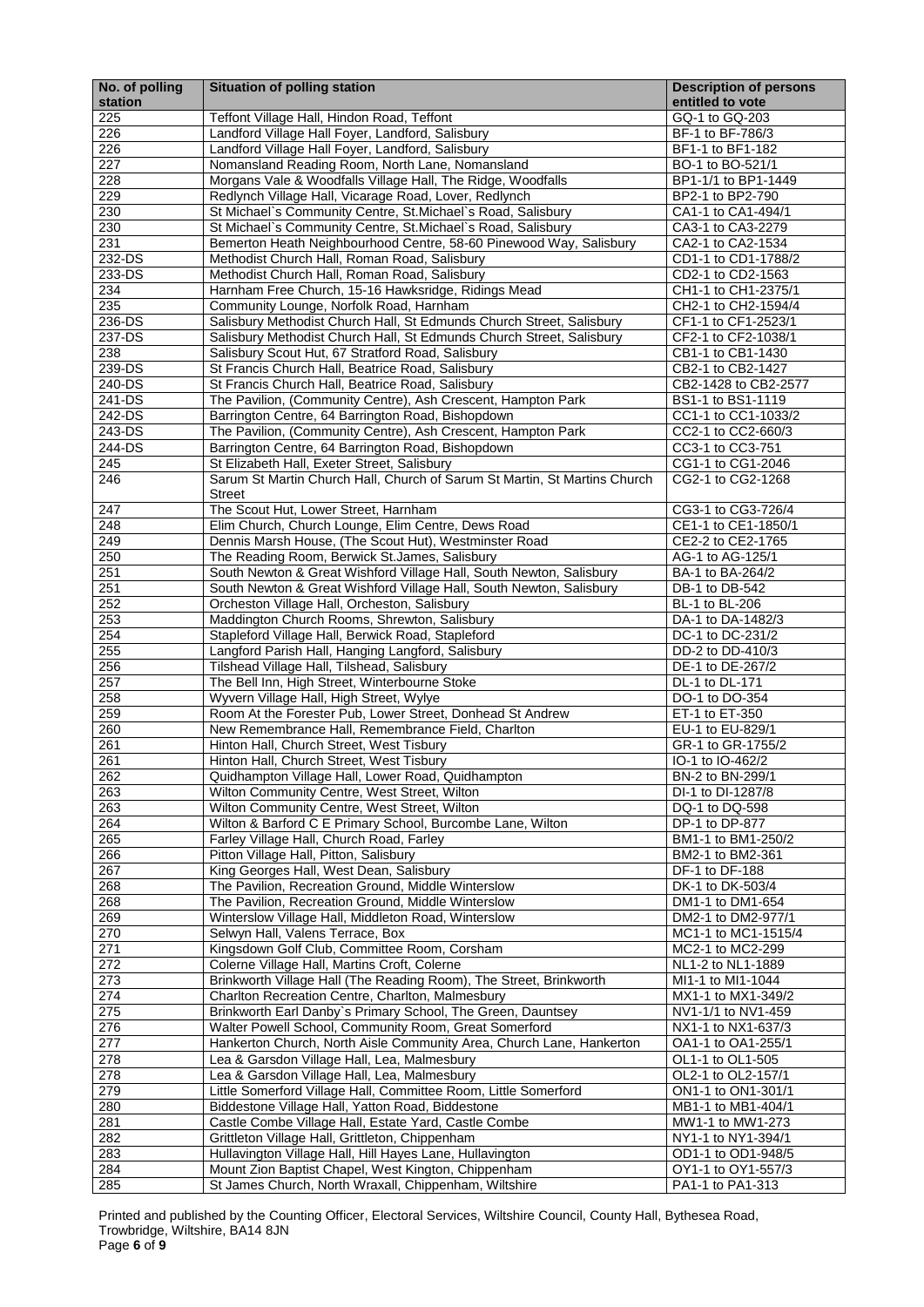| No. of polling station | Situation of polling station | Description of persons entitled to vote |
|---|---|---|
| 225 | Teffont Village Hall, Hindon Road, Teffont | GQ-1 to GQ-203 |
| 226 | Landford Village Hall Foyer, Landford, Salisbury | BF-1 to BF-786/3 |
| 226 | Landford Village Hall Foyer, Landford, Salisbury | BF1-1 to BF1-182 |
| 227 | Nomansland Reading Room, North Lane, Nomansland | BO-1 to BO-521/1 |
| 228 | Morgans Vale & Woodfalls Village Hall, The Ridge, Woodfalls | BP1-1/1 to BP1-1449 |
| 229 | Redlynch Village Hall, Vicarage Road, Lover, Redlynch | BP2-1 to BP2-790 |
| 230 | St Michael`s Community Centre, St.Michael`s Road, Salisbury | CA1-1 to CA1-494/1 |
| 230 | St Michael`s Community Centre, St.Michael`s Road, Salisbury | CA3-1 to CA3-2279 |
| 231 | Bemerton Heath Neighbourhood Centre, 58-60 Pinewood Way, Salisbury | CA2-1 to CA2-1534 |
| 232-DS | Methodist Church Hall, Roman Road, Salisbury | CD1-1 to CD1-1788/2 |
| 233-DS | Methodist Church Hall, Roman Road, Salisbury | CD2-1 to CD2-1563 |
| 234 | Harnham Free Church, 15-16 Hawksridge, Ridings Mead | CH1-1 to CH1-2375/1 |
| 235 | Community Lounge, Norfolk Road, Harnham | CH2-1 to CH2-1594/4 |
| 236-DS | Salisbury Methodist Church Hall, St Edmunds Church Street, Salisbury | CF1-1 to CF1-2523/1 |
| 237-DS | Salisbury Methodist Church Hall, St Edmunds Church Street, Salisbury | CF2-1 to CF2-1038/1 |
| 238 | Salisbury Scout Hut, 67 Stratford Road, Salisbury | CB1-1 to CB1-1430 |
| 239-DS | St Francis Church Hall, Beatrice Road, Salisbury | CB2-1 to CB2-1427 |
| 240-DS | St Francis Church Hall, Beatrice Road, Salisbury | CB2-1428 to CB2-2577 |
| 241-DS | The Pavilion, (Community Centre), Ash Crescent, Hampton Park | BS1-1 to BS1-1119 |
| 242-DS | Barrington Centre, 64 Barrington Road, Bishopdown | CC1-1 to CC1-1033/2 |
| 243-DS | The Pavilion, (Community Centre), Ash Crescent, Hampton Park | CC2-1 to CC2-660/3 |
| 244-DS | Barrington Centre, 64 Barrington Road, Bishopdown | CC3-1 to CC3-751 |
| 245 | St Elizabeth Hall, Exeter Street, Salisbury | CG1-1 to CG1-2046 |
| 246 | Sarum St Martin Church Hall, Church of Sarum St Martin, St Martins Church Street | CG2-1 to CG2-1268 |
| 247 | The Scout Hut, Lower Street, Harnham | CG3-1 to CG3-726/4 |
| 248 | Elim Church, Church Lounge, Elim Centre, Dews Road | CE1-1 to CE1-1850/1 |
| 249 | Dennis Marsh House, (The Scout Hut), Westminster Road | CE2-2 to CE2-1765 |
| 250 | The Reading Room, Berwick St.James, Salisbury | AG-1 to AG-125/1 |
| 251 | South Newton & Great Wishford Village Hall, South Newton, Salisbury | BA-1 to BA-264/2 |
| 251 | South Newton & Great Wishford Village Hall, South Newton, Salisbury | DB-1 to DB-542 |
| 252 | Orcheston Village Hall, Orcheston, Salisbury | BL-1 to BL-206 |
| 253 | Maddington Church Rooms, Shrewton, Salisbury | DA-1 to DA-1482/3 |
| 254 | Stapleford Village Hall, Berwick Road, Stapleford | DC-1 to DC-231/2 |
| 255 | Langford Parish Hall, Hanging Langford, Salisbury | DD-2 to DD-410/3 |
| 256 | Tilshead Village Hall, Tilshead, Salisbury | DE-1 to DE-267/2 |
| 257 | The Bell Inn, High Street, Winterbourne Stoke | DL-1 to DL-171 |
| 258 | Wyvern Village Hall, High Street, Wylye | DO-1 to DO-354 |
| 259 | Room At the Forester Pub, Lower Street, Donhead St Andrew | ET-1 to ET-350 |
| 260 | New Remembrance Hall, Remembrance Field, Charlton | EU-1 to EU-829/1 |
| 261 | Hinton Hall, Church Street, West Tisbury | GR-1 to GR-1755/2 |
| 261 | Hinton Hall, Church Street, West Tisbury | IO-1 to IO-462/2 |
| 262 | Quidhampton Village Hall, Lower Road, Quidhampton | BN-2 to BN-299/1 |
| 263 | Wilton Community Centre, West Street, Wilton | DI-1 to DI-1287/8 |
| 263 | Wilton Community Centre, West Street, Wilton | DQ-1 to DQ-598 |
| 264 | Wilton & Barford C E Primary School, Burcombe Lane, Wilton | DP-1 to DP-877 |
| 265 | Farley Village Hall, Church Road, Farley | BM1-1 to BM1-250/2 |
| 266 | Pitton Village Hall, Pitton, Salisbury | BM2-1 to BM2-361 |
| 267 | King Georges Hall, West Dean, Salisbury | DF-1 to DF-188 |
| 268 | The Pavilion, Recreation Ground, Middle Winterslow | DK-1 to DK-503/4 |
| 268 | The Pavilion, Recreation Ground, Middle Winterslow | DM1-1 to DM1-654 |
| 269 | Winterslow Village Hall, Middleton Road, Winterslow | DM2-1 to DM2-977/1 |
| 270 | Selwyn Hall, Valens Terrace, Box | MC1-1 to MC1-1515/4 |
| 271 | Kingsdown Golf Club, Committee Room, Corsham | MC2-1 to MC2-299 |
| 272 | Colerne Village Hall, Martins Croft, Colerne | NL1-2 to NL1-1889 |
| 273 | Brinkworth Village Hall (The Reading Room), The Street, Brinkworth | MI1-1 to MI1-1044 |
| 274 | Charlton Recreation Centre, Charlton, Malmesbury | MX1-1 to MX1-349/2 |
| 275 | Brinkworth Earl Danby`s Primary School, The Green, Dauntsey | NV1-1/1 to NV1-459 |
| 276 | Walter Powell School, Community Room, Great Somerford | NX1-1 to NX1-637/3 |
| 277 | Hankerton Church, North Aisle Community Area, Church Lane, Hankerton | OA1-1 to OA1-255/1 |
| 278 | Lea & Garsdon Village Hall, Lea, Malmesbury | OL1-1 to OL1-505 |
| 278 | Lea & Garsdon Village Hall, Lea, Malmesbury | OL2-1 to OL2-157/1 |
| 279 | Little Somerford Village Hall, Committee Room, Little Somerford | ON1-1 to ON1-301/1 |
| 280 | Biddestone Village Hall, Yatton Road, Biddestone | MB1-1 to MB1-404/1 |
| 281 | Castle Combe Village Hall, Estate Yard, Castle Combe | MW1-1 to MW1-273 |
| 282 | Grittleton Village Hall, Grittleton, Chippenham | NY1-1 to NY1-394/1 |
| 283 | Hullavington Village Hall, Hill Hayes Lane, Hullavington | OD1-1 to OD1-948/5 |
| 284 | Mount Zion Baptist Chapel, West Kington, Chippenham | OY1-1 to OY1-557/3 |
| 285 | St James Church, North Wraxall, Chippenham, Wiltshire | PA1-1 to PA1-313 |

Printed and published by the Counting Officer, Electoral Services, Wiltshire Council, County Hall, Bythesea Road, Trowbridge, Wiltshire, BA14 8JN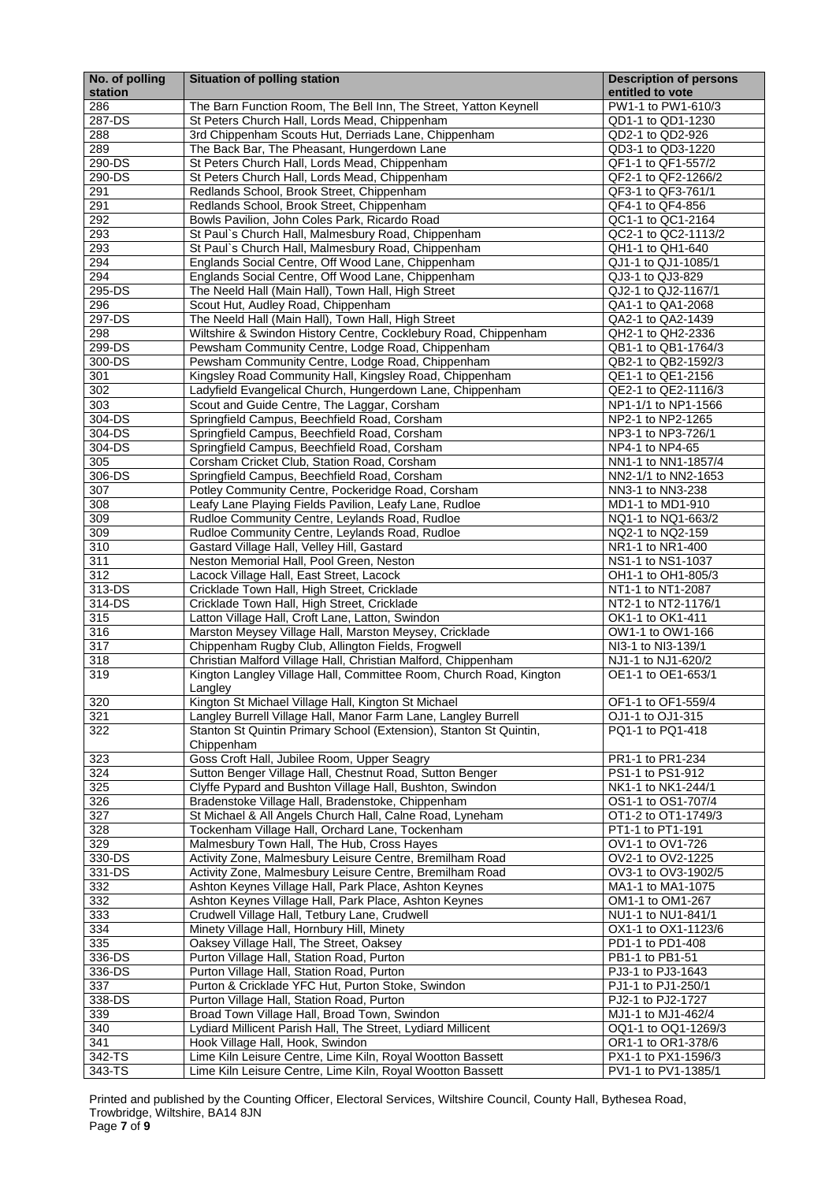| No. of polling station | Situation of polling station | Description of persons entitled to vote |
|---|---|---|
| 286 | The Barn Function Room, The Bell Inn, The Street, Yatton Keynell | PW1-1 to PW1-610/3 |
| 287-DS | St Peters Church Hall, Lords Mead, Chippenham | QD1-1 to QD1-1230 |
| 288 | 3rd Chippenham Scouts Hut, Derriads Lane, Chippenham | QD2-1 to QD2-926 |
| 289 | The Back Bar, The Pheasant, Hungerdown Lane | QD3-1 to QD3-1220 |
| 290-DS | St Peters Church Hall, Lords Mead, Chippenham | QF1-1 to QF1-557/2 |
| 290-DS | St Peters Church Hall, Lords Mead, Chippenham | QF2-1 to QF2-1266/2 |
| 291 | Redlands School, Brook Street, Chippenham | QF3-1 to QF3-761/1 |
| 291 | Redlands School, Brook Street, Chippenham | QF4-1 to QF4-856 |
| 292 | Bowls Pavilion, John Coles Park, Ricardo Road | QC1-1 to QC1-2164 |
| 293 | St Paul`s Church Hall, Malmesbury Road, Chippenham | QC2-1 to QC2-1113/2 |
| 293 | St Paul`s Church Hall, Malmesbury Road, Chippenham | QH1-1 to QH1-640 |
| 294 | Englands Social Centre, Off Wood Lane, Chippenham | QJ1-1 to QJ1-1085/1 |
| 294 | Englands Social Centre, Off Wood Lane, Chippenham | QJ3-1 to QJ3-829 |
| 295-DS | The Neeld Hall (Main Hall), Town Hall, High Street | QJ2-1 to QJ2-1167/1 |
| 296 | Scout Hut, Audley Road, Chippenham | QA1-1 to QA1-2068 |
| 297-DS | The Neeld Hall (Main Hall), Town Hall, High Street | QA2-1 to QA2-1439 |
| 298 | Wiltshire & Swindon History Centre, Cocklebury Road, Chippenham | QH2-1 to QH2-2336 |
| 299-DS | Pewsham Community Centre, Lodge Road, Chippenham | QB1-1 to QB1-1764/3 |
| 300-DS | Pewsham Community Centre, Lodge Road, Chippenham | QB2-1 to QB2-1592/3 |
| 301 | Kingsley Road Community Hall, Kingsley Road, Chippenham | QE1-1 to QE1-2156 |
| 302 | Ladyfield Evangelical Church, Hungerdown Lane, Chippenham | QE2-1 to QE2-1116/3 |
| 303 | Scout and Guide Centre, The Laggar, Corsham | NP1-1/1 to NP1-1566 |
| 304-DS | Springfield Campus, Beechfield Road, Corsham | NP2-1 to NP2-1265 |
| 304-DS | Springfield Campus, Beechfield Road, Corsham | NP3-1 to NP3-726/1 |
| 304-DS | Springfield Campus, Beechfield Road, Corsham | NP4-1 to NP4-65 |
| 305 | Corsham Cricket Club, Station Road, Corsham | NN1-1 to NN1-1857/4 |
| 306-DS | Springfield Campus, Beechfield Road, Corsham | NN2-1/1 to NN2-1653 |
| 307 | Potley Community Centre, Pockeridge Road, Corsham | NN3-1 to NN3-238 |
| 308 | Leafy Lane Playing Fields Pavilion, Leafy Lane, Rudloe | MD1-1 to MD1-910 |
| 309 | Rudloe Community Centre, Leylands Road, Rudloe | NQ1-1 to NQ1-663/2 |
| 309 | Rudloe Community Centre, Leylands Road, Rudloe | NQ2-1 to NQ2-159 |
| 310 | Gastard Village Hall, Velley Hill, Gastard | NR1-1 to NR1-400 |
| 311 | Neston Memorial Hall, Pool Green, Neston | NS1-1 to NS1-1037 |
| 312 | Lacock Village Hall, East Street, Lacock | OH1-1 to OH1-805/3 |
| 313-DS | Cricklade Town Hall, High Street, Cricklade | NT1-1 to NT1-2087 |
| 314-DS | Cricklade Town Hall, High Street, Cricklade | NT2-1 to NT2-1176/1 |
| 315 | Latton Village Hall, Croft Lane, Latton, Swindon | OK1-1 to OK1-411 |
| 316 | Marston Meysey Village Hall, Marston Meysey, Cricklade | OW1-1 to OW1-166 |
| 317 | Chippenham Rugby Club, Allington Fields, Frogwell | NI3-1 to NI3-139/1 |
| 318 | Christian Malford Village Hall, Christian Malford, Chippenham | NJ1-1 to NJ1-620/2 |
| 319 | Kington Langley Village Hall, Committee Room, Church Road, Kington Langley | OE1-1 to OE1-653/1 |
| 320 | Kington St Michael Village Hall, Kington St Michael | OF1-1 to OF1-559/4 |
| 321 | Langley Burrell Village Hall, Manor Farm Lane, Langley Burrell | OJ1-1 to OJ1-315 |
| 322 | Stanton St Quintin Primary School (Extension), Stanton St Quintin, Chippenham | PQ1-1 to PQ1-418 |
| 323 | Goss Croft Hall, Jubilee Room, Upper Seagry | PR1-1 to PR1-234 |
| 324 | Sutton Benger Village Hall, Chestnut Road, Sutton Benger | PS1-1 to PS1-912 |
| 325 | Clyffe Pypard and Bushton Village Hall, Bushton, Swindon | NK1-1 to NK1-244/1 |
| 326 | Bradenstoke Village Hall, Bradenstoke, Chippenham | OS1-1 to OS1-707/4 |
| 327 | St Michael & All Angels Church Hall, Calne Road, Lyneham | OT1-2 to OT1-1749/3 |
| 328 | Tockenham Village Hall, Orchard Lane, Tockenham | PT1-1 to PT1-191 |
| 329 | Malmesbury Town Hall, The Hub, Cross Hayes | OV1-1 to OV1-726 |
| 330-DS | Activity Zone, Malmesbury Leisure Centre, Bremilham Road | OV2-1 to OV2-1225 |
| 331-DS | Activity Zone, Malmesbury Leisure Centre, Bremilham Road | OV3-1 to OV3-1902/5 |
| 332 | Ashton Keynes Village Hall, Park Place, Ashton Keynes | MA1-1 to MA1-1075 |
| 332 | Ashton Keynes Village Hall, Park Place, Ashton Keynes | OM1-1 to OM1-267 |
| 333 | Crudwell Village Hall, Tetbury Lane, Crudwell | NU1-1 to NU1-841/1 |
| 334 | Minety Village Hall, Hornbury Hill, Minety | OX1-1 to OX1-1123/6 |
| 335 | Oaksey Village Hall, The Street, Oaksey | PD1-1 to PD1-408 |
| 336-DS | Purton Village Hall, Station Road, Purton | PB1-1 to PB1-51 |
| 336-DS | Purton Village Hall, Station Road, Purton | PJ3-1 to PJ3-1643 |
| 337 | Purton & Cricklade YFC Hut, Purton Stoke, Swindon | PJ1-1 to PJ1-250/1 |
| 338-DS | Purton Village Hall, Station Road, Purton | PJ2-1 to PJ2-1727 |
| 339 | Broad Town Village Hall, Broad Town, Swindon | MJ1-1 to MJ1-462/4 |
| 340 | Lydiard Millicent Parish Hall, The Street, Lydiard Millicent | OQ1-1 to OQ1-1269/3 |
| 341 | Hook Village Hall, Hook, Swindon | OR1-1 to OR1-378/6 |
| 342-TS | Lime Kiln Leisure Centre, Lime Kiln, Royal Wootton Bassett | PX1-1 to PX1-1596/3 |
| 343-TS | Lime Kiln Leisure Centre, Lime Kiln, Royal Wootton Bassett | PV1-1 to PV1-1385/1 |

Printed and published by the Counting Officer, Electoral Services, Wiltshire Council, County Hall, Bythesea Road, Trowbridge, Wiltshire, BA14 8JN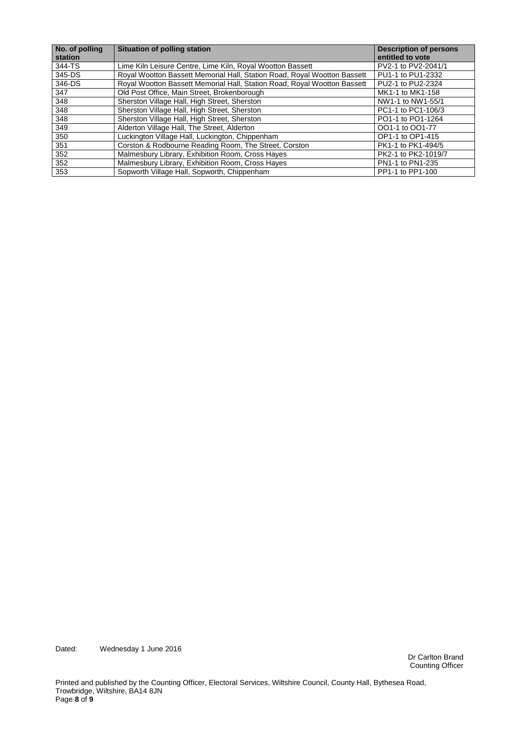| No. of polling station | Situation of polling station | Description of persons entitled to vote |
|---|---|---|
| 344-TS | Lime Kiln Leisure Centre, Lime Kiln, Royal Wootton Bassett | PV2-1 to PV2-2041/1 |
| 345-DS | Royal Wootton Bassett Memorial Hall, Station Road, Royal Wootton Bassett | PU1-1 to PU1-2332 |
| 346-DS | Royal Wootton Bassett Memorial Hall, Station Road, Royal Wootton Bassett | PU2-1 to PU2-2324 |
| 347 | Old Post Office, Main Street, Brokenborough | MK1-1 to MK1-158 |
| 348 | Sherston Village Hall, High Street, Sherston | NW1-1 to NW1-55/1 |
| 348 | Sherston Village Hall, High Street, Sherston | PC1-1 to PC1-106/3 |
| 348 | Sherston Village Hall, High Street, Sherston | PO1-1 to PO1-1264 |
| 349 | Alderton Village Hall, The Street, Alderton | OO1-1 to OO1-77 |
| 350 | Luckington Village Hall, Luckington, Chippenham | OP1-1 to OP1-415 |
| 351 | Corston & Rodbourne Reading Room, The Street, Corston | PK1-1 to PK1-494/5 |
| 352 | Malmesbury Library, Exhibition Room, Cross Hayes | PK2-1 to PK2-1019/7 |
| 352 | Malmesbury Library, Exhibition Room, Cross Hayes | PN1-1 to PN1-235 |
| 353 | Sopworth Village Hall, Sopworth, Chippenham | PP1-1 to PP1-100 |

Dated: Wednesday 1 June 2016

Dr Carlton Brand
Counting Officer

Printed and published by the Counting Officer, Electoral Services, Wiltshire Council, County Hall, Bythesea Road, Trowbridge, Wiltshire, BA14 8JN